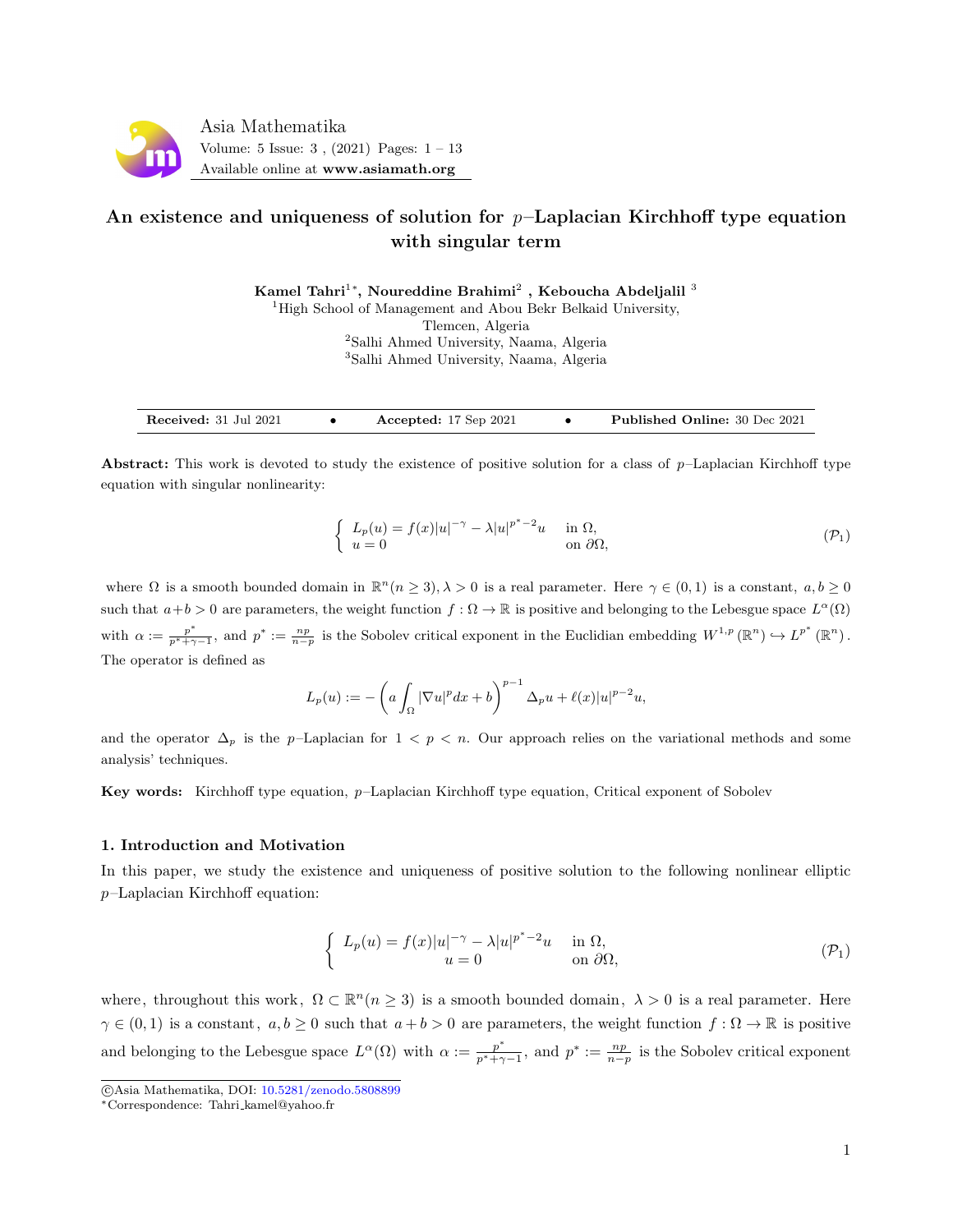# An existence and uniqueness of solution for $p$–Laplacian Kirchhoff type equation with singular term

**Kamel Tahri[1]\*, Noureddine Brahimi[2] , Keboucha Abdeljalil [3]**

[1]High School of Management and Abou Bekr Belkaid University, Tlemcen, Algeria
[2]Salhi Ahmed University, Naama, Algeria
[3]Salhi Ahmed University, Naama, Algeria

| **Received:** 31 Jul 2021 | • | **Accepted:** 17 Sep 2021 | • | **Published Online:** 30 Dec 2021 |
|---|---|---|---|---|

**Abstract:** This work is devoted to study the existence of positive solution for a class of $p$–Laplacian Kirchhoff type equation with singular nonlinearity:

$$\begin{cases} L_p(u) = f(x)|u|^{-\gamma} - \lambda|u|^{p^*-2}u & \text{in } \Omega, \\ u = 0 & \text{on } \partial\Omega, \end{cases} \tag{$\mathcal{P}_1$}$$

where $\Omega$ is a smooth bounded domain in $\mathbb{R}^n (n \geq 3), \lambda > 0$ is a real parameter. Here $\gamma \in (0,1)$ is a constant, $a, b \geq 0$ such that $a+b > 0$ are parameters, the weight function $f : \Omega \to \mathbb{R}$ is positive and belonging to the Lebesgue space $L^\alpha(\Omega)$ with $\alpha := \frac{p^*}{p^*+\gamma-1}$, and $p^* := \frac{np}{n-p}$ is the Sobolev critical exponent in the Euclidian embedding $W^{1,p}(\mathbb{R}^n) \hookrightarrow L^{p^*}(\mathbb{R}^n)$. The operator is defined as

$$L_p(u) := -\left(a\int_\Omega |\nabla u|^p dx + b\right)^{p-1} \Delta_p u + \ell(x)|u|^{p-2}u,$$

and the operator $\Delta_p$ is the $p$–Laplacian for $1 < p < n$. Our approach relies on the variational methods and some analysis' techniques.

**Key words:** Kirchhoff type equation, $p$–Laplacian Kirchhoff type equation, Critical exponent of Sobolev

## 1. Introduction and Motivation

In this paper, we study the existence and uniqueness of positive solution to the following nonlinear elliptic $p$–Laplacian Kirchhoff equation:

$$\begin{cases} L_p(u) = f(x)|u|^{-\gamma} - \lambda|u|^{p^*-2}u & \text{in } \Omega, \\ u = 0 & \text{on } \partial\Omega, \end{cases} \tag{$\mathcal{P}_1$}$$

where, throughout this work, $\Omega \subset \mathbb{R}^n (n \geq 3)$ is a smooth bounded domain, $\lambda > 0$ is a real parameter. Here $\gamma \in (0,1)$ is a constant, $a, b \geq 0$ such that $a+b > 0$ are parameters, the weight function $f : \Omega \to \mathbb{R}$ is positive and belonging to the Lebesgue space $L^\alpha(\Omega)$ with $\alpha := \frac{p^*}{p^*+\gamma-1}$, and $p^* := \frac{np}{n-p}$ is the Sobolev critical exponent

©Asia Mathematika, DOI: 10.5281/zenodo.5808899

\*Correspondence: Tahri_kamel@yahoo.fr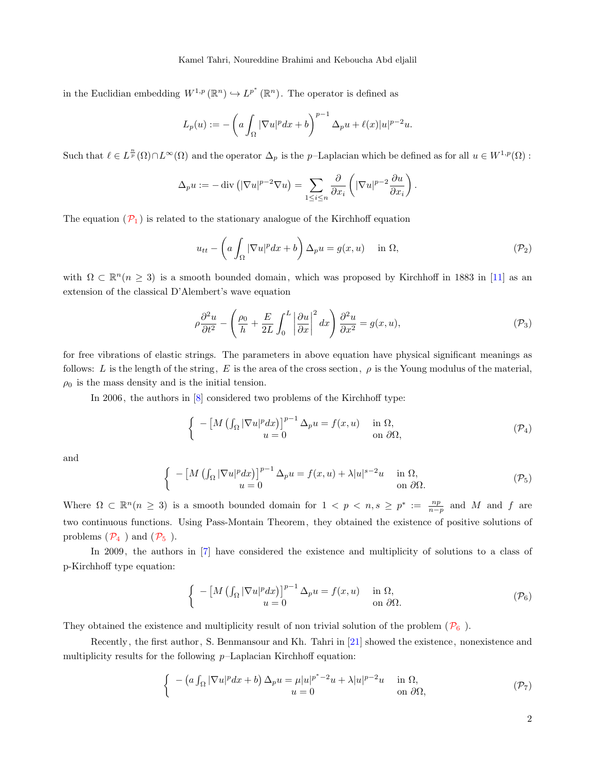in the Euclidian embedding $W^{1,p}(\mathbb{R}^n) \hookrightarrow L^{p^*}(\mathbb{R}^n)$. The operator is defined as

$$L_p(u) := -\left(a\int_\Omega |\nabla u|^p dx + b\right)^{p-1} \Delta_p u + \ell(x)|u|^{p-2}u.$$

Such that $\ell \in L^{\frac{n}{p}}(\Omega) \cap L^\infty(\Omega)$ and the operator $\Delta_p$ is the $p$–Laplacian which be defined as for all $u \in W^{1,p}(\Omega)$ :

$$\Delta_p u := -\operatorname{div}\left(|\nabla u|^{p-2}\nabla u\right) = \sum_{1\leq i\leq n} \frac{\partial}{\partial x_i}\left(|\nabla u|^{p-2}\frac{\partial u}{\partial x_i}\right).$$

The equation ($\mathcal{P}_1$) is related to the stationary analogue of the Kirchhoff equation

$$u_{tt} - \left(a\int_\Omega |\nabla u|^p dx + b\right)\Delta_p u = g(x,u) \quad \text{ in } \Omega, \tag{$\mathcal{P}_2$}$$

with $\Omega \subset \mathbb{R}^n (n \geq 3)$ is a smooth bounded domain, which was proposed by Kirchhoff in 1883 in [11] as an extension of the classical D'Alembert's wave equation

$$\rho\frac{\partial^2 u}{\partial t^2} - \left(\frac{\rho_0}{h} + \frac{E}{2L}\int_0^L \left|\frac{\partial u}{\partial x}\right|^2 dx\right)\frac{\partial^2 u}{\partial x^2} = g(x,u), \tag{$\mathcal{P}_3$}$$

for free vibrations of elastic strings. The parameters in above equation have physical significant meanings as follows: $L$ is the length of the string, $E$ is the area of the cross section, $\rho$ is the Young modulus of the material, $\rho_0$ is the mass density and is the initial tension.

In 2006, the authors in [8] considered two problems of the Kirchhoff type:

$$\begin{cases} -\left[M\left(\int_\Omega |\nabla u|^p dx\right)\right]^{p-1}\Delta_p u = f(x,u) & \text{ in } \Omega, \\ u = 0 & \text{ on } \partial\Omega, \end{cases} \tag{$\mathcal{P}_4$}$$

and

$$\begin{cases} -\left[M\left(\int_\Omega |\nabla u|^p dx\right)\right]^{p-1}\Delta_p u = f(x,u) + \lambda|u|^{s-2}u & \text{ in } \Omega, \\ u = 0 & \text{ on } \partial\Omega. \end{cases} \tag{$\mathcal{P}_5$}$$

Where $\Omega \subset \mathbb{R}^n (n \geq 3)$ is a smooth bounded domain for $1 < p < n, s \geq p^* := \frac{np}{n-p}$ and $M$ and $f$ are two continuous functions. Using Pass-Montain Theorem, they obtained the existence of positive solutions of problems ($\mathcal{P}_4$ ) and ($\mathcal{P}_5$ ).

In 2009, the authors in [7] have considered the existence and multiplicity of solutions to a class of p-Kirchhoff type equation:

$$\begin{cases} -\left[M\left(\int_\Omega |\nabla u|^p dx\right)\right]^{p-1}\Delta_p u = f(x,u) & \text{ in } \Omega, \\ u = 0 & \text{ on } \partial\Omega. \end{cases} \tag{$\mathcal{P}_6$}$$

They obtained the existence and multiplicity result of non trivial solution of the problem ($\mathcal{P}_6$ ).

Recently, the first author, S. Benmansour and Kh. Tahri in [21] showed the existence, nonexistence and multiplicity results for the following $p$–Laplacian Kirchhoff equation:

$$\begin{cases} -\left(a\int_\Omega |\nabla u|^p dx + b\right)\Delta_p u = \mu|u|^{p^*-2}u + \lambda|u|^{p-2}u & \text{ in } \Omega, \\ u = 0 & \text{ on } \partial\Omega, \end{cases} \tag{$\mathcal{P}_7$}$$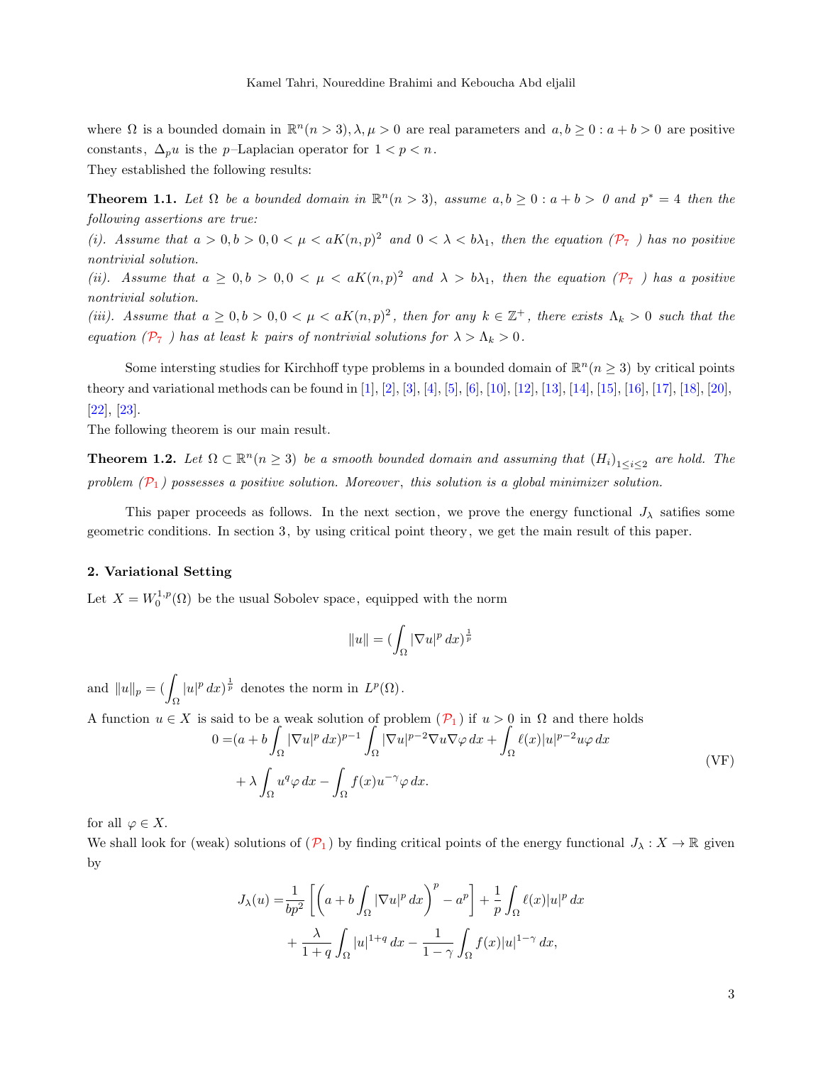where $\Omega$ is a bounded domain in $\mathbb{R}^n (n > 3), \lambda, \mu > 0$ are real parameters and $a, b \geq 0 : a + b > 0$ are positive constants, $\Delta_p u$ is the $p$–Laplacian operator for $1 < p < n$.

They established the following results:

**Theorem 1.1.** *Let $\Omega$ be a bounded domain in $\mathbb{R}^n (n > 3)$, assume $a, b \geq 0 : a + b > 0$ and $p^* = 4$ then the following assertions are true:*

*(i). Assume that $a > 0, b > 0, 0 < \mu < aK(n,p)^2$ and $0 < \lambda < b\lambda_1$, then the equation ($\mathcal{P}_7$ ) has no positive nontrivial solution.*

*(ii). Assume that $a \geq 0, b > 0, 0 < \mu < aK(n,p)^2$ and $\lambda > b\lambda_1$, then the equation ($\mathcal{P}_7$ ) has a positive nontrivial solution.*

*(iii). Assume that $a \geq 0, b > 0, 0 < \mu < aK(n,p)^2$, then for any $k \in \mathbb{Z}^+$, there exists $\Lambda_k > 0$ such that the equation ($\mathcal{P}_7$ ) has at least $k$ pairs of nontrivial solutions for $\lambda > \Lambda_k > 0$.*

Some intersting studies for Kirchhoff type problems in a bounded domain of $\mathbb{R}^n (n \geq 3)$ by critical points theory and variational methods can be found in [1], [2], [3], [4], [5], [6], [10], [12], [13], [14], [15], [16], [17], [18], [20], [22], [23].

The following theorem is our main result.

**Theorem 1.2.** *Let $\Omega \subset \mathbb{R}^n (n \geq 3)$ be a smooth bounded domain and assuming that $(H_i)_{1 \leq i \leq 2}$ are hold. The problem ($\mathcal{P}_1$) possesses a positive solution. Moreover, this solution is a global minimizer solution.*

This paper proceeds as follows. In the next section, we prove the energy functional $J_\lambda$ satifies some geometric conditions. In section 3, by using critical point theory, we get the main result of this paper.

## 2. Variational Setting

Let $X = W_0^{1,p}(\Omega)$ be the usual Sobolev space, equipped with the norm

$$\|u\| = (\int_\Omega |\nabla u|^p \, dx)^{\frac{1}{p}}$$

and $\|u\|_p = (\int_\Omega |u|^p \, dx)^{\frac{1}{p}}$ denotes the norm in $L^p(\Omega)$.

A function $u \in X$ is said to be a weak solution of problem ($\mathcal{P}_1$) if $u > 0$ in $\Omega$ and there holds

$$\begin{aligned} 0 =& (a + b \int_\Omega |\nabla u|^p \, dx)^{p-1} \int_\Omega |\nabla u|^{p-2} \nabla u \nabla \varphi \, dx + \int_\Omega \ell(x) |u|^{p-2} u \varphi \, dx \\ &+ \lambda \int_\Omega u^q \varphi \, dx - \int_\Omega f(x) u^{-\gamma} \varphi \, dx. \end{aligned} \tag{VF}$$

for all $\varphi \in X$.

We shall look for (weak) solutions of ($\mathcal{P}_1$) by finding critical points of the energy functional $J_\lambda : X \to \mathbb{R}$ given by

$$\begin{aligned} J_\lambda(u) =& \frac{1}{bp^2} \left[ \left( a + b \int_\Omega |\nabla u|^p \, dx \right)^p - a^p \right] + \frac{1}{p} \int_\Omega \ell(x) |u|^p \, dx \\ &+ \frac{\lambda}{1+q} \int_\Omega |u|^{1+q} \, dx - \frac{1}{1-\gamma} \int_\Omega f(x) |u|^{1-\gamma} \, dx, \end{aligned}$$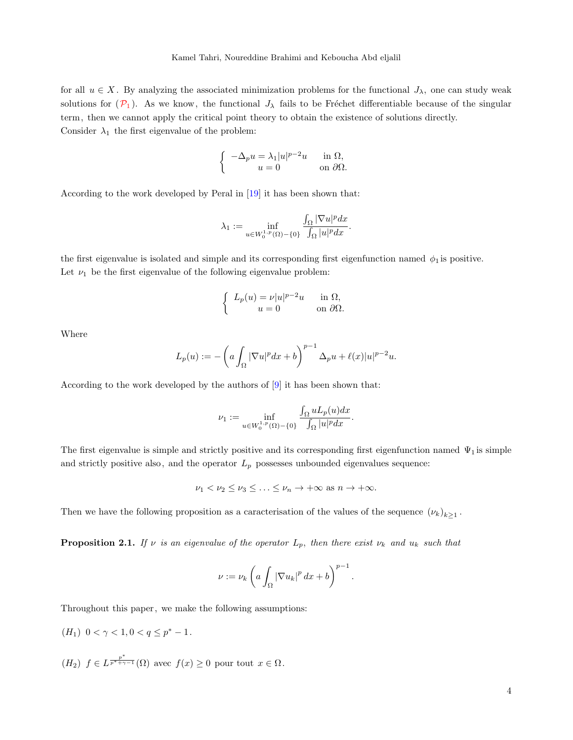for all $u \in X$. By analyzing the associated minimization problems for the functional $J_\lambda$, one can study weak solutions for ($\mathcal{P}_1$). As we know, the functional $J_\lambda$ fails to be Fréchet differentiable because of the singular term, then we cannot apply the critical point theory to obtain the existence of solutions directly.
Consider $\lambda_1$ the first eigenvalue of the problem:

$$\begin{cases} -\Delta_p u = \lambda_1 |u|^{p-2}u & \text{in } \Omega, \\ u = 0 & \text{on } \partial\Omega. \end{cases}$$

According to the work developed by Peral in [19] it has been shown that:

$$\lambda_1 := \inf_{u \in W_0^{1,p}(\Omega) - \{0\}} \frac{\int_\Omega |\nabla u|^p dx}{\int_\Omega |u|^p dx}.$$

the first eigenvalue is isolated and simple and its corresponding first eigenfunction named $\phi_1$ is positive.
Let $\nu_1$ be the first eigenvalue of the following eigenvalue problem:

$$\begin{cases} L_p(u) = \nu |u|^{p-2}u & \text{in } \Omega, \\ u = 0 & \text{on } \partial\Omega. \end{cases}$$

Where

$$L_p(u) := -\left( a \int_\Omega |\nabla u|^p dx + b \right)^{p-1} \Delta_p u + \ell(x)|u|^{p-2}u.$$

According to the work developed by the authors of [9] it has been shown that:

$$\nu_1 := \inf_{u \in W_0^{1,p}(\Omega) - \{0\}} \frac{\int_\Omega u L_p(u) dx}{\int_\Omega |u|^p dx}.$$

The first eigenvalue is simple and strictly positive and its corresponding first eigenfunction named $\Psi_1$ is simple and strictly positive also, and the operator $L_p$ possesses unbounded eigenvalues sequence:

$$\nu_1 < \nu_2 \leq \nu_3 \leq \ldots \leq \nu_n \to +\infty \text{ as } n \to +\infty.$$

Then we have the following proposition as a caracterisation of the values of the sequence $(\nu_k)_{k \geq 1}$.

**Proposition 2.1.** *If $\nu$ is an eigenvalue of the operator $L_p$, then there exist $\nu_k$ and $u_k$ such that*

$$\nu := \nu_k \left( a \int_\Omega |\nabla u_k|^p dx + b \right)^{p-1}.$$

Throughout this paper, we make the following assumptions:

$(H_1)$ $0 < \gamma < 1, 0 < q \leq p^* - 1$.

$(H_2)$ $f \in L^{\frac{p^*}{p^* + \gamma - 1}}(\Omega)$ avec $f(x) \geq 0$ pour tout $x \in \Omega$.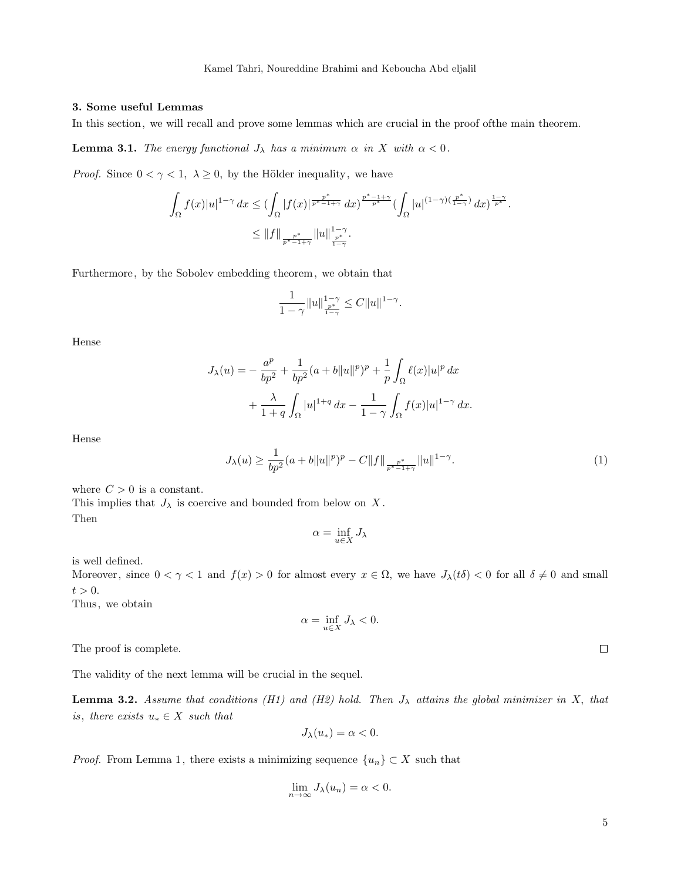### 3. Some useful Lemmas

In this section, we will recall and prove some lemmas which are crucial in the proof ofthe main theorem.

**Lemma 3.1.** *The energy functional $J_\lambda$ has a minimum $\alpha$ in $X$ with $\alpha < 0$.*

*Proof.* Since $0 < \gamma < 1$, $\lambda \geq 0$, by the Hölder inequality, we have

$$\int_\Omega f(x)|u|^{1-\gamma}\,dx \leq (\int_\Omega |f(x)|^{\frac{p^*}{p^*-1+\gamma}}\,dx)^{\frac{p^*-1+\gamma}{p^*}}(\int_\Omega |u|^{(1-\gamma)(\frac{p^*}{1-\gamma})}\,dx)^{\frac{1-\gamma}{p^*}}.$$

$$\leq \|f\|_{\frac{p^*}{p^*-1+\gamma}}\|u\|^{1-\gamma}_{\frac{p^*}{1-\gamma}}.$$

Furthermore, by the Sobolev embedding theorem, we obtain that

$$\frac{1}{1-\gamma}\|u\|^{1-\gamma}_{\frac{p^*}{1-\gamma}} \leq C\|u\|^{1-\gamma}.$$

Hense

$$J_\lambda(u) = -\frac{a^p}{bp^2} + \frac{1}{bp^2}(a+b\|u\|^p)^p + \frac{1}{p}\int_\Omega \ell(x)|u|^p\,dx$$
$$+\frac{\lambda}{1+q}\int_\Omega |u|^{1+q}\,dx - \frac{1}{1-\gamma}\int_\Omega f(x)|u|^{1-\gamma}\,dx.$$

Hense

$$J_\lambda(u) \geq \frac{1}{bp^2}(a+b\|u\|^p)^p - C\|f\|_{\frac{p^*}{p^*-1+\gamma}}\|u\|^{1-\gamma}. \tag{1}$$

where $C > 0$ is a constant.
This implies that $J_\lambda$ is coercive and bounded from below on $X$.
Then

$$\alpha = \inf_{u\in X} J_\lambda$$

is well defined.
Moreover, since $0 < \gamma < 1$ and $f(x) > 0$ for almost every $x \in \Omega$, we have $J_\lambda(t\delta) < 0$ for all $\delta \neq 0$ and small $t > 0$.
Thus, we obtain

$$\alpha = \inf_{u\in X} J_\lambda < 0.$$

The proof is complete. □

The validity of the next lemma will be crucial in the sequel.

**Lemma 3.2.** *Assume that conditions (H1) and (H2) hold. Then $J_\lambda$ attains the global minimizer in $X$, that is, there exists $u_* \in X$ such that*

$$J_\lambda(u_*) = \alpha < 0.$$

*Proof.* From Lemma 1, there exists a minimizing sequence $\{u_n\} \subset X$ such that

$$\lim_{n\to\infty} J_\lambda(u_n) = \alpha < 0.$$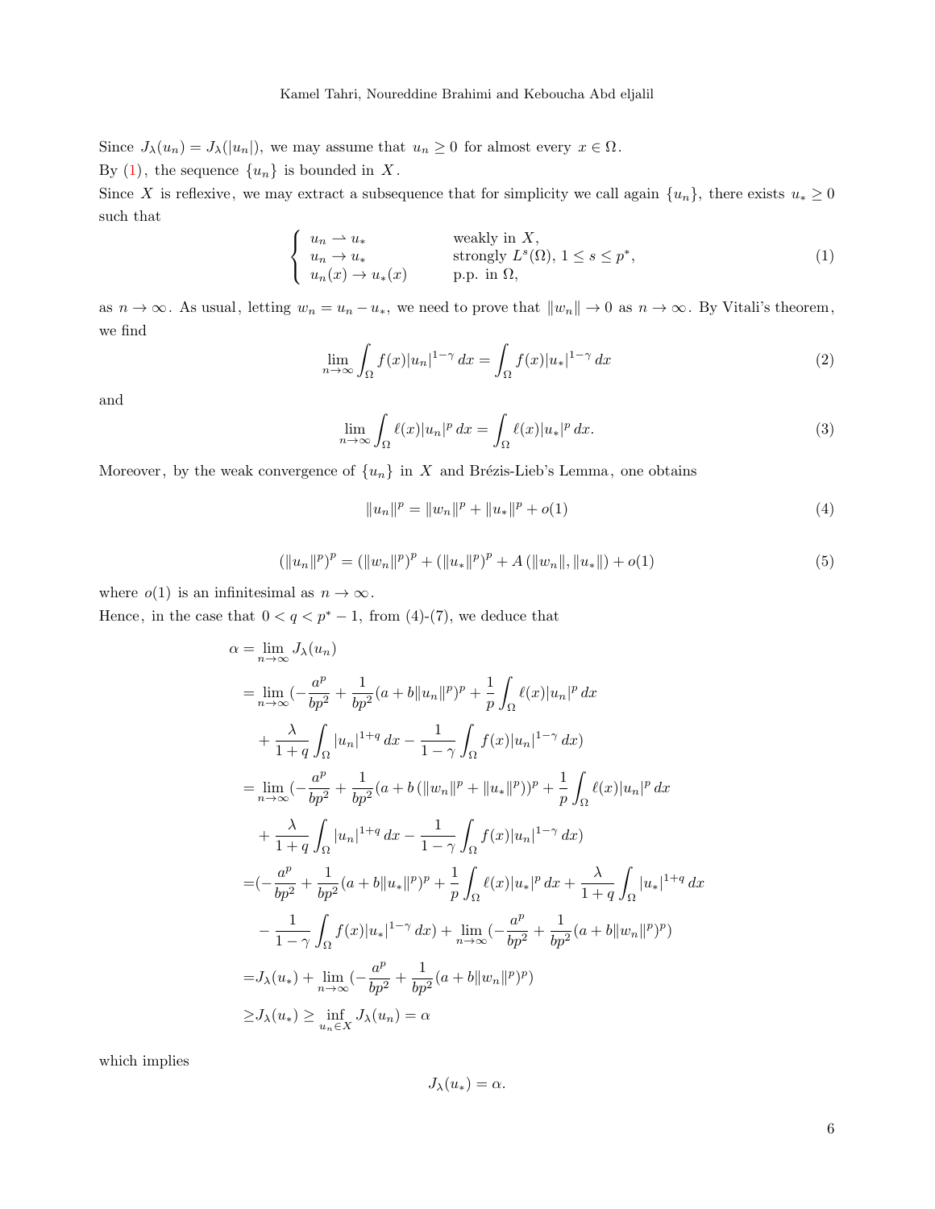Since $J_\lambda(u_n) = J_\lambda(|u_n|)$, we may assume that $u_n \geq 0$ for almost every $x \in \Omega$.
By (1), the sequence $\{u_n\}$ is bounded in $X$.
Since $X$ is reflexive, we may extract a subsequence that for simplicity we call again $\{u_n\}$, there exists $u_* \geq 0$ such that

$$\begin{cases} u_n \rightharpoonup u_* & \text{weakly in } X, \\ u_n \to u_* & \text{strongly } L^s(\Omega),\ 1 \leq s \leq p^*, \\ u_n(x) \to u_*(x) & \text{p.p. in } \Omega, \end{cases} \tag{1}$$

as $n \to \infty$. As usual, letting $w_n = u_n - u_*$, we need to prove that $\|w_n\| \to 0$ as $n \to \infty$. By Vitali's theorem, we find

$$\lim_{n\to\infty} \int_\Omega f(x)|u_n|^{1-\gamma}\, dx = \int_\Omega f(x)|u_*|^{1-\gamma}\, dx \tag{2}$$

and

$$\lim_{n\to\infty} \int_\Omega \ell(x)|u_n|^p\, dx = \int_\Omega \ell(x)|u_*|^p\, dx. \tag{3}$$

Moreover, by the weak convergence of $\{u_n\}$ in $X$ and Brézis-Lieb's Lemma, one obtains

$$\|u_n\|^p = \|w_n\|^p + \|u_*\|^p + o(1) \tag{4}$$

$$(\|u_n\|^p)^p = (\|w_n\|^p)^p + (\|u_*\|^p)^p + A\left(\|w_n\|, \|u_*\|\right) + o(1) \tag{5}$$

where $o(1)$ is an infinitesimal as $n \to \infty$.
Hence, in the case that $0 < q < p^* - 1$, from (4)-(7), we deduce that

$$\begin{aligned}
\alpha &= \lim_{n\to\infty} J_\lambda(u_n) \\
&= \lim_{n\to\infty} \Big(-\frac{a^p}{bp^2} + \frac{1}{bp^2}(a + b\|u_n\|^p)^p + \frac{1}{p}\int_\Omega \ell(x)|u_n|^p\, dx \\
&\quad + \frac{\lambda}{1+q}\int_\Omega |u_n|^{1+q}\, dx - \frac{1}{1-\gamma}\int_\Omega f(x)|u_n|^{1-\gamma}\, dx\Big) \\
&= \lim_{n\to\infty} \Big(-\frac{a^p}{bp^2} + \frac{1}{bp^2}(a + b\left(\|w_n\|^p + \|u_*\|^p\right))^p + \frac{1}{p}\int_\Omega \ell(x)|u_n|^p\, dx \\
&\quad + \frac{\lambda}{1+q}\int_\Omega |u_n|^{1+q}\, dx - \frac{1}{1-\gamma}\int_\Omega f(x)|u_n|^{1-\gamma}\, dx\Big) \\
&= \Big(-\frac{a^p}{bp^2} + \frac{1}{bp^2}(a + b\|u_*\|^p)^p + \frac{1}{p}\int_\Omega \ell(x)|u_*|^p\, dx + \frac{\lambda}{1+q}\int_\Omega |u_*|^{1+q}\, dx \\
&\quad - \frac{1}{1-\gamma}\int_\Omega f(x)|u_*|^{1-\gamma}\, dx\Big) + \lim_{n\to\infty}\Big(-\frac{a^p}{bp^2} + \frac{1}{bp^2}(a + b\|w_n\|^p)^p\Big) \\
&= J_\lambda(u_*) + \lim_{n\to\infty}\Big(-\frac{a^p}{bp^2} + \frac{1}{bp^2}(a + b\|w_n\|^p)^p\Big) \\
&\geq J_\lambda(u_*) \geq \inf_{u_n \in X} J_\lambda(u_n) = \alpha
\end{aligned}$$

which implies

$$J_\lambda(u_*) = \alpha.$$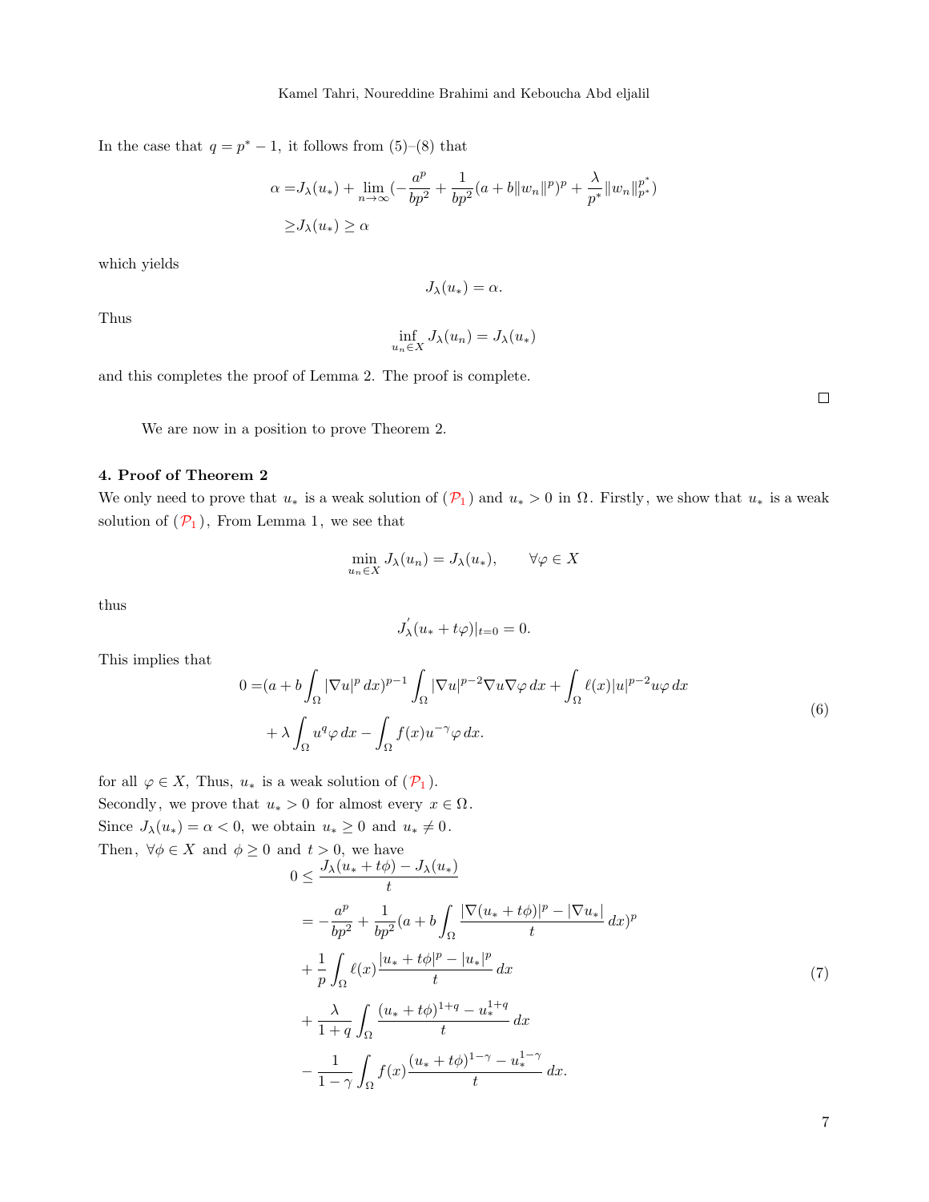In the case that $q = p^* - 1$, it follows from (5)–(8) that

$$
\begin{aligned}
\alpha =& J_\lambda(u_*) + \lim_{n\to\infty}(-\frac{a^p}{bp^2} + \frac{1}{bp^2}(a + b\|w_n\|^p)^p + \frac{\lambda}{p^*}\|w_n\|_{p^*}^{p^*}) \\
\geq & J_\lambda(u_*) \geq \alpha
\end{aligned}
$$

which yields

$$
J_\lambda(u_*) = \alpha.
$$

Thus

$$
\inf_{u_n \in X} J_\lambda(u_n) = J_\lambda(u_*)
$$

and this completes the proof of Lemma 2. The proof is complete.

□

We are now in a position to prove Theorem 2.

**4. Proof of Theorem 2**

We only need to prove that $u_*$ is a weak solution of ($\mathcal{P}_1$) and $u_* > 0$ in $\Omega$. Firstly, we show that $u_*$ is a weak solution of ($\mathcal{P}_1$), From Lemma 1, we see that

$$
\min_{u_n \in X} J_\lambda(u_n) = J_\lambda(u_*), \qquad \forall \varphi \in X
$$

thus

$$
J_\lambda^{'}(u_* + t\varphi)|_{t=0} = 0.
$$

This implies that

$$
\begin{aligned}
0 =& (a + b\int_\Omega |\nabla u|^p \, dx)^{p-1} \int_\Omega |\nabla u|^{p-2} \nabla u \nabla \varphi \, dx + \int_\Omega \ell(x)|u|^{p-2} u\varphi \, dx \\
&+ \lambda \int_\Omega u^q \varphi \, dx - \int_\Omega f(x) u^{-\gamma}\varphi \, dx.
\end{aligned} \tag{6}
$$

for all $\varphi \in X$, Thus, $u_*$ is a weak solution of ($\mathcal{P}_1$).
Secondly, we prove that $u_* > 0$ for almost every $x \in \Omega$.
Since $J_\lambda(u_*) = \alpha < 0$, we obtain $u_* \geq 0$ and $u_* \neq 0$.
Then, $\forall \phi \in X$ and $\phi \geq 0$ and $t > 0$, we have

$$
\begin{aligned}
0 \leq & \frac{J_\lambda(u_* + t\phi) - J_\lambda(u_*)}{t} \\
=& -\frac{a^p}{bp^2} + \frac{1}{bp^2}(a + b\int_\Omega \frac{|\nabla(u_* + t\phi)|^p - |\nabla u_*|}{t} \, dx)^p \\
&+ \frac{1}{p}\int_\Omega \ell(x) \frac{|u_* + t\phi|^p - |u_*|^p}{t} \, dx \\
&+ \frac{\lambda}{1+q}\int_\Omega \frac{(u_* + t\phi)^{1+q} - u_*^{1+q}}{t} \, dx \\
&- \frac{1}{1-\gamma}\int_\Omega f(x) \frac{(u_* + t\phi)^{1-\gamma} - u_*^{1-\gamma}}{t} \, dx.
\end{aligned} \tag{7}
$$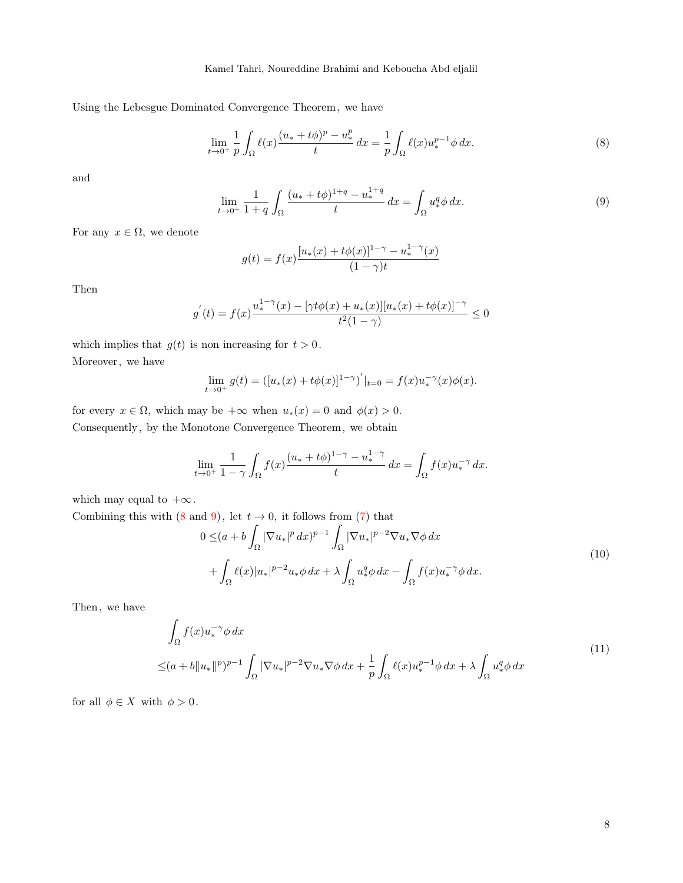Using the Lebesgue Dominated Convergence Theorem, we have

$$\lim_{t\to 0^+} \frac{1}{p}\int_\Omega \ell(x)\frac{(u_*+t\phi)^p - u_*^p}{t}\,dx = \frac{1}{p}\int_\Omega \ell(x)u_*^{p-1}\phi\,dx. \tag{8}$$

and

$$\lim_{t\to 0^+} \frac{1}{1+q}\int_\Omega \frac{(u_*+t\phi)^{1+q} - u_*^{1+q}}{t}\,dx = \int_\Omega u_*^q\phi\,dx. \tag{9}$$

For any $x \in \Omega$, we denote

$$g(t) = f(x)\frac{[u_*(x)+t\phi(x)]^{1-\gamma} - u_*^{1-\gamma}(x)}{(1-\gamma)t}$$

Then

$$g^{'}(t) = f(x)\frac{u_*^{1-\gamma}(x) - [\gamma t\phi(x) + u_*(x)][u_*(x)+t\phi(x)]^{-\gamma}}{t^2(1-\gamma)} \le 0$$

which implies that $g(t)$ is non increasing for $t > 0$.

Moreover, we have

$$\lim_{t\to 0^+} g(t) = ([u_*(x)+t\phi(x)]^{1-\gamma})^{'}|_{t=0} = f(x)u_*^{-\gamma}(x)\phi(x).$$

for every $x \in \Omega$, which may be $+\infty$ when $u_*(x) = 0$ and $\phi(x) > 0$.

Consequently, by the Monotone Convergence Theorem, we obtain

$$\lim_{t\to 0^+} \frac{1}{1-\gamma}\int_\Omega f(x)\frac{(u_*+t\phi)^{1-\gamma} - u_*^{1-\gamma}}{t}\,dx = \int_\Omega f(x)u_*^{-\gamma}\,dx.$$

which may equal to $+\infty$.

Combining this with (8 and 9), let $t \to 0$, it follows from (7) that

$$\begin{aligned}
0 \le& (a + b\int_\Omega |\nabla u_*|^p\,dx)^{p-1}\int_\Omega |\nabla u_*|^{p-2}\nabla u_*\nabla\phi\,dx \\
&+ \int_\Omega \ell(x)|u_*|^{p-2}u_*\phi\,dx + \lambda\int_\Omega u_*^q\phi\,dx - \int_\Omega f(x)u_*^{-\gamma}\phi\,dx.
\end{aligned} \tag{10}$$

Then, we have

$$\begin{aligned}
&\int_\Omega f(x)u_*^{-\gamma}\phi\,dx \\
\le& (a + b\|u_*\|^p)^{p-1}\int_\Omega |\nabla u_*|^{p-2}\nabla u_*\nabla\phi\,dx + \frac{1}{p}\int_\Omega \ell(x)u_*^{p-1}\phi\,dx + \lambda\int_\Omega u_*^q\phi\,dx
\end{aligned} \tag{11}$$

for all $\phi \in X$ with $\phi > 0$.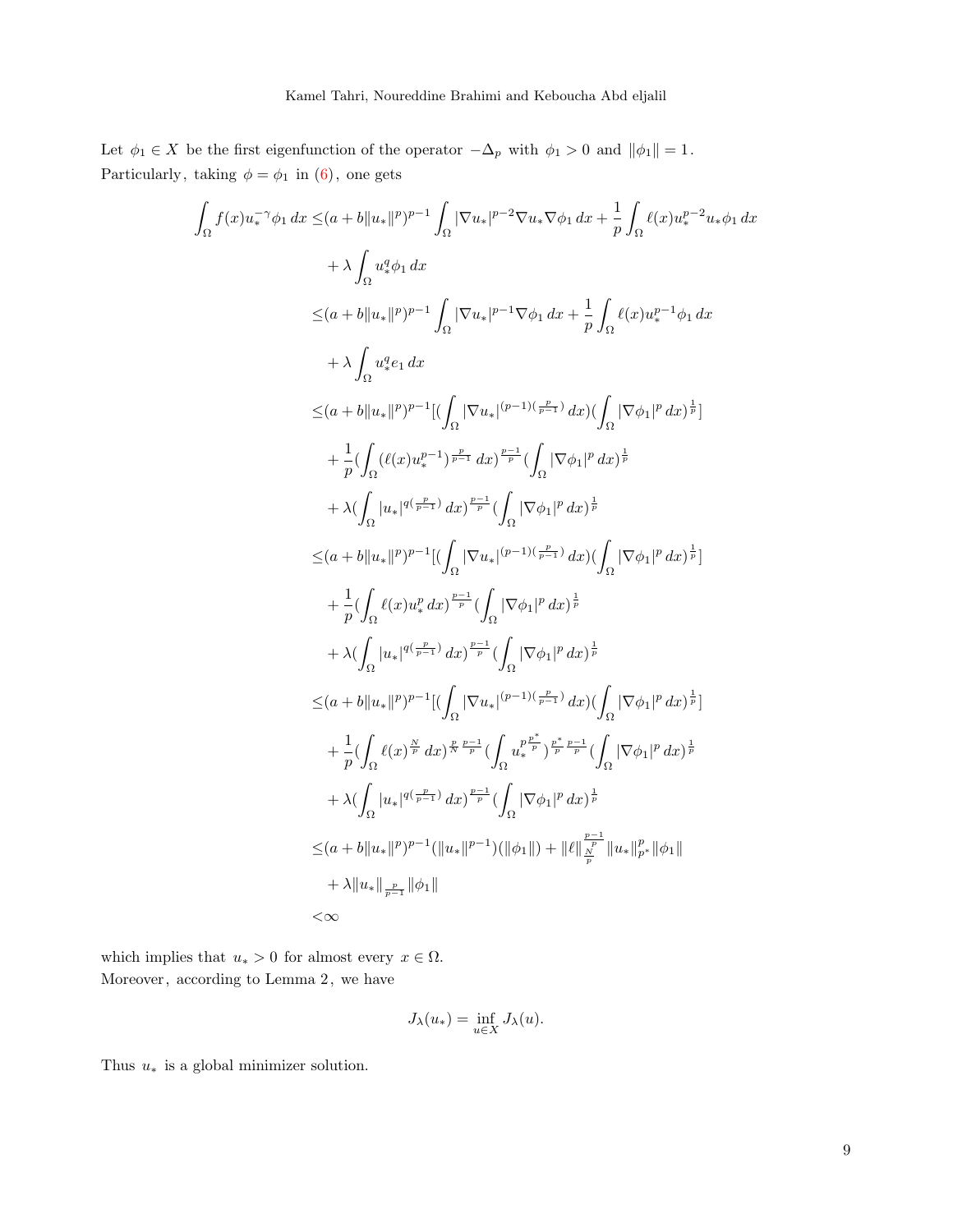Let $\phi_1 \in X$ be the first eigenfunction of the operator $-\Delta_p$ with $\phi_1 > 0$ and $\|\phi_1\| = 1$. Particularly, taking $\phi = \phi_1$ in (6), one gets

$$
\begin{aligned}
\int_\Omega f(x) u_*^{-\gamma}\phi_1\,dx \leq & (a + b\|u_*\|^p)^{p-1}\int_\Omega |\nabla u_*|^{p-2}\nabla u_* \nabla\phi_1\,dx + \frac{1}{p}\int_\Omega \ell(x) u_*^{p-2} u_* \phi_1\,dx \\
& + \lambda \int_\Omega u_*^q \phi_1\,dx \\
\leq & (a + b\|u_*\|^p)^{p-1}\int_\Omega |\nabla u_*|^{p-1}\nabla\phi_1\,dx + \frac{1}{p}\int_\Omega \ell(x) u_*^{p-1}\phi_1\,dx \\
& + \lambda \int_\Omega u_*^q e_1\,dx \\
\leq & (a + b\|u_*\|^p)^{p-1}[(\int_\Omega |\nabla u_*|^{(p-1)(\frac{p}{p-1})}\,dx)(\int_\Omega |\nabla\phi_1|^p\,dx)^{\frac{1}{p}}] \\
& + \frac{1}{p}(\int_\Omega (\ell(x) u_*^{p-1})^{\frac{p}{p-1}}\,dx)^{\frac{p-1}{p}}(\int_\Omega |\nabla\phi_1|^p\,dx)^{\frac{1}{p}} \\
& + \lambda(\int_\Omega |u_*|^{q(\frac{p}{p-1})}\,dx)^{\frac{p-1}{p}}(\int_\Omega |\nabla\phi_1|^p\,dx)^{\frac{1}{p}} \\
\leq & (a + b\|u_*\|^p)^{p-1}[(\int_\Omega |\nabla u_*|^{(p-1)(\frac{p}{p-1})}\,dx)(\int_\Omega |\nabla\phi_1|^p\,dx)^{\frac{1}{p}}] \\
& + \frac{1}{p}(\int_\Omega \ell(x) u_*^p\,dx)^{\frac{p-1}{p}}(\int_\Omega |\nabla\phi_1|^p\,dx)^{\frac{1}{p}} \\
& + \lambda(\int_\Omega |u_*|^{q(\frac{p}{p-1})}\,dx)^{\frac{p-1}{p}}(\int_\Omega |\nabla\phi_1|^p\,dx)^{\frac{1}{p}} \\
\leq & (a + b\|u_*\|^p)^{p-1}[(\int_\Omega |\nabla u_*|^{(p-1)(\frac{p}{p-1})}\,dx)(\int_\Omega |\nabla\phi_1|^p\,dx)^{\frac{1}{p}}] \\
& + \frac{1}{p}(\int_\Omega \ell(x)^{\frac{N}{p}}\,dx)^{\frac{p}{N}\frac{p-1}{p}}(\int_\Omega u_*^{p\frac{p^*}{p}})^{\frac{p^*}{p}\frac{p-1}{p}}(\int_\Omega |\nabla\phi_1|^p\,dx)^{\frac{1}{p}} \\
& + \lambda(\int_\Omega |u_*|^{q(\frac{p}{p-1})}\,dx)^{\frac{p-1}{p}}(\int_\Omega |\nabla\phi_1|^p\,dx)^{\frac{1}{p}} \\
\leq & (a + b\|u_*\|^p)^{p-1}(\|u_*\|^{p-1})(\|\phi_1\|) + \|\ell\|_{\frac{N}{p}}^{\frac{p-1}{p}}\|u_*\|_{p^*}^p\|\phi_1\| \\
& + \lambda\|u_*\|_{\frac{p}{p-1}}\|\phi_1\| \\
< & \infty
\end{aligned}
$$

which implies that $u_* > 0$ for almost every $x \in \Omega$.
Moreover, according to Lemma 2, we have

$$J_\lambda(u_*) = \inf_{u \in X} J_\lambda(u).$$

Thus $u_*$ is a global minimizer solution.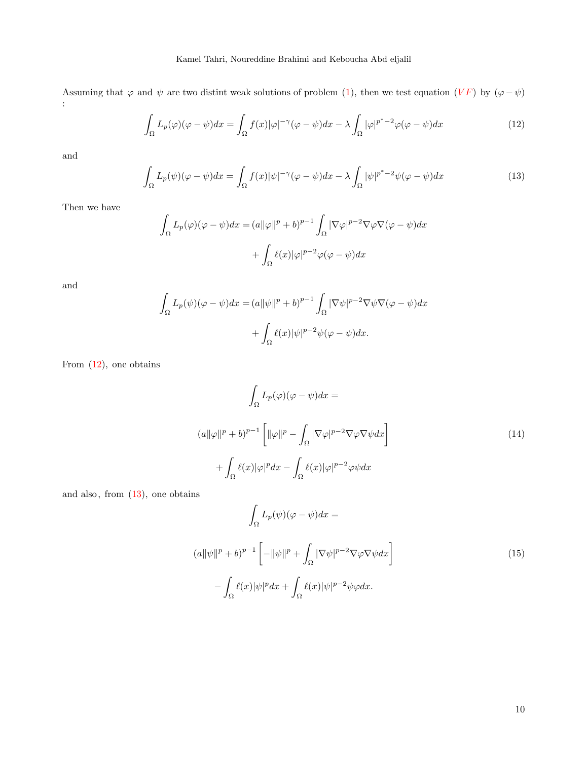Assuming that $\varphi$ and $\psi$ are two distint weak solutions of problem (1), then we test equation ($VF$) by $(\varphi - \psi)$ :

$$\int_\Omega L_p(\varphi)(\varphi-\psi)dx = \int_\Omega f(x)|\varphi|^{-\gamma}(\varphi-\psi)dx - \lambda\int_\Omega |\varphi|^{p^*-2}\varphi(\varphi-\psi)dx \tag{12}$$

and

$$\int_\Omega L_p(\psi)(\varphi-\psi)dx = \int_\Omega f(x)|\psi|^{-\gamma}(\varphi-\psi)dx - \lambda\int_\Omega |\psi|^{p^*-2}\psi(\varphi-\psi)dx \tag{13}$$

Then we have

$$\int_\Omega L_p(\varphi)(\varphi-\psi)dx = (a\|\varphi\|^p+b)^{p-1}\int_\Omega |\nabla\varphi|^{p-2}\nabla\varphi\nabla(\varphi-\psi)dx$$
$$+\int_\Omega \ell(x)|\varphi|^{p-2}\varphi(\varphi-\psi)dx$$

and

$$\int_\Omega L_p(\psi)(\varphi-\psi)dx = (a\|\psi\|^p+b)^{p-1}\int_\Omega |\nabla\psi|^{p-2}\nabla\psi\nabla(\varphi-\psi)dx$$
$$+\int_\Omega \ell(x)|\psi|^{p-2}\psi(\varphi-\psi)dx.$$

From (12), one obtains

$$\begin{gathered}\int_\Omega L_p(\varphi)(\varphi-\psi)dx = \\ (a\|\varphi\|^p+b)^{p-1}\left[\|\varphi\|^p - \int_\Omega |\nabla\varphi|^{p-2}\nabla\varphi\nabla\psi dx\right] \\ +\int_\Omega \ell(x)|\varphi|^p dx - \int_\Omega \ell(x)|\varphi|^{p-2}\varphi\psi dx\end{gathered} \tag{14}$$

and also, from (13), one obtains

$$\begin{gathered}\int_\Omega L_p(\psi)(\varphi-\psi)dx = \\ (a\|\psi\|^p+b)^{p-1}\left[-\|\psi\|^p + \int_\Omega |\nabla\psi|^{p-2}\nabla\varphi\nabla\psi dx\right] \\ -\int_\Omega \ell(x)|\psi|^p dx + \int_\Omega \ell(x)|\psi|^{p-2}\psi\varphi dx.\end{gathered} \tag{15}$$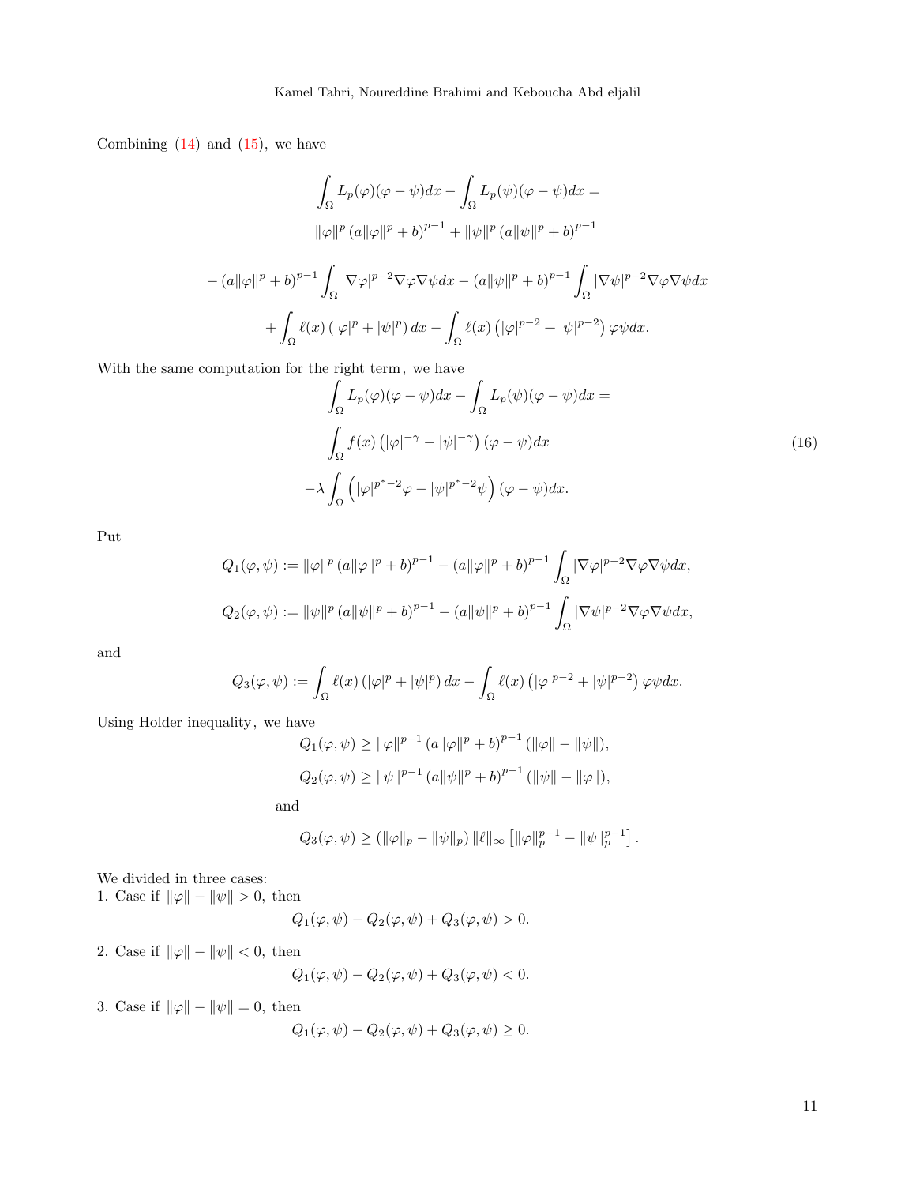Combining (14) and (15), we have

$$
\begin{aligned}
&\int_\Omega L_p(\varphi)(\varphi-\psi)dx - \int_\Omega L_p(\psi)(\varphi-\psi)dx = \\
&\|\varphi\|^p\left(a\|\varphi\|^p+b\right)^{p-1} + \|\psi\|^p\left(a\|\psi\|^p+b\right)^{p-1} \\
&-\left(a\|\varphi\|^p+b\right)^{p-1}\int_\Omega |\nabla\varphi|^{p-2}\nabla\varphi\nabla\psi dx - \left(a\|\psi\|^p+b\right)^{p-1}\int_\Omega |\nabla\psi|^{p-2}\nabla\varphi\nabla\psi dx \\
&+\int_\Omega \ell(x)\left(|\varphi|^p+|\psi|^p\right)dx - \int_\Omega \ell(x)\left(|\varphi|^{p-2}+|\psi|^{p-2}\right)\varphi\psi dx.
\end{aligned}
$$

With the same computation for the right term, we have

$$
\begin{aligned}
&\int_\Omega L_p(\varphi)(\varphi-\psi)dx - \int_\Omega L_p(\psi)(\varphi-\psi)dx = \\
&\int_\Omega f(x)\left(|\varphi|^{-\gamma}-|\psi|^{-\gamma}\right)(\varphi-\psi)dx \\
&-\lambda\int_\Omega \left(|\varphi|^{p^*-2}\varphi-|\psi|^{p^*-2}\psi\right)(\varphi-\psi)dx.
\end{aligned}
\tag{16}
$$

Put

$$
Q_1(\varphi,\psi) := \|\varphi\|^p\left(a\|\varphi\|^p+b\right)^{p-1} - \left(a\|\varphi\|^p+b\right)^{p-1}\int_\Omega |\nabla\varphi|^{p-2}\nabla\varphi\nabla\psi dx,
$$

$$
Q_2(\varphi,\psi) := \|\psi\|^p\left(a\|\psi\|^p+b\right)^{p-1} - \left(a\|\psi\|^p+b\right)^{p-1}\int_\Omega |\nabla\psi|^{p-2}\nabla\varphi\nabla\psi dx,
$$

and

$$
Q_3(\varphi,\psi) := \int_\Omega \ell(x)\left(|\varphi|^p+|\psi|^p\right)dx - \int_\Omega \ell(x)\left(|\varphi|^{p-2}+|\psi|^{p-2}\right)\varphi\psi dx.
$$

Using Holder inequality, we have

$$
Q_1(\varphi,\psi) \geq \|\varphi\|^{p-1}\left(a\|\varphi\|^p+b\right)^{p-1}(\|\varphi\|-\|\psi\|),
$$

$$
Q_2(\varphi,\psi) \geq \|\psi\|^{p-1}\left(a\|\psi\|^p+b\right)^{p-1}(\|\psi\|-\|\varphi\|),
$$

and

$$
Q_3(\varphi,\psi) \geq \left(\|\varphi\|_p-\|\psi\|_p\right)\|\ell\|_\infty\left[\|\varphi\|_p^{p-1}-\|\psi\|_p^{p-1}\right].
$$

We divided in three cases:

1. Case if $\|\varphi\|-\|\psi\|>0$, then

$$
Q_1(\varphi,\psi)-Q_2(\varphi,\psi)+Q_3(\varphi,\psi)>0.
$$

2. Case if $\|\varphi\|-\|\psi\|<0$, then

$$
Q_1(\varphi,\psi)-Q_2(\varphi,\psi)+Q_3(\varphi,\psi)<0.
$$

3. Case if $\|\varphi\|-\|\psi\|=0$, then

$$
Q_1(\varphi,\psi)-Q_2(\varphi,\psi)+Q_3(\varphi,\psi)\geq 0.
$$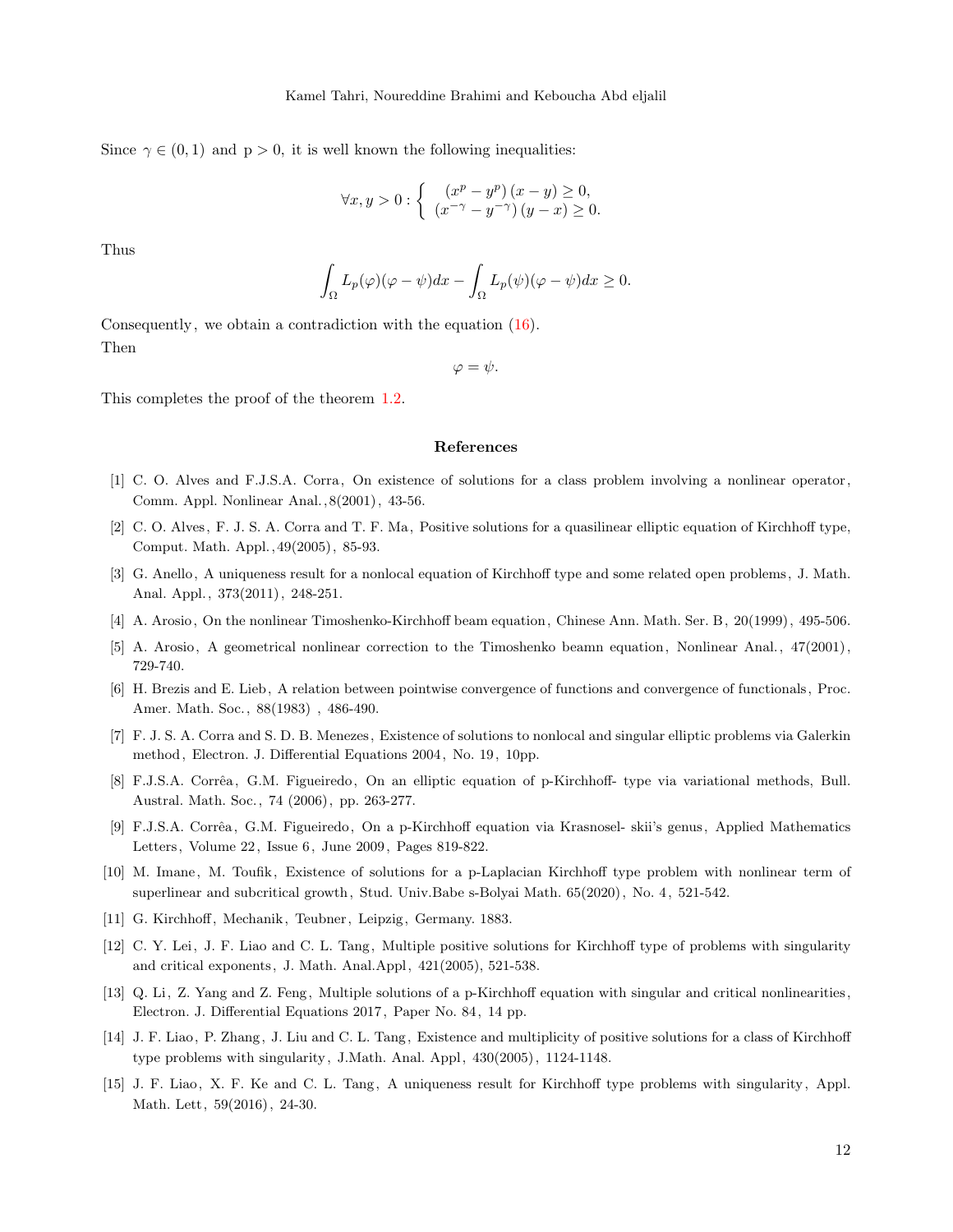Since $\gamma \in (0,1)$ and p $> 0$, it is well known the following inequalities:

$$\forall x, y > 0 : \begin{cases} (x^p - y^p)(x - y) \geq 0, \\ (x^{-\gamma} - y^{-\gamma})(y - x) \geq 0. \end{cases}$$

Thus

$$\int_\Omega L_p(\varphi)(\varphi - \psi)dx - \int_\Omega L_p(\psi)(\varphi - \psi)dx \geq 0.$$

Consequently, we obtain a contradiction with the equation (16).

Then

$$\varphi = \psi.$$

This completes the proof of the theorem 1.2.

## References

[1] C. O. Alves and F.J.S.A. Corra, On existence of solutions for a class problem involving a nonlinear operator, Comm. Appl. Nonlinear Anal., 8(2001), 43-56.

[2] C. O. Alves, F. J. S. A. Corra and T. F. Ma, Positive solutions for a quasilinear elliptic equation of Kirchhoff type, Comput. Math. Appl., 49(2005), 85-93.

[3] G. Anello, A uniqueness result for a nonlocal equation of Kirchhoff type and some related open problems, J. Math. Anal. Appl., 373(2011), 248-251.

[4] A. Arosio, On the nonlinear Timoshenko-Kirchhoff beam equation, Chinese Ann. Math. Ser. B, 20(1999), 495-506.

[5] A. Arosio, A geometrical nonlinear correction to the Timoshenko beamn equation, Nonlinear Anal., 47(2001), 729-740.

[6] H. Brezis and E. Lieb, A relation between pointwise convergence of functions and convergence of functionals, Proc. Amer. Math. Soc., 88(1983), 486-490.

[7] F. J. S. A. Corra and S. D. B. Menezes, Existence of solutions to nonlocal and singular elliptic problems via Galerkin method, Electron. J. Differential Equations 2004, No. 19, 10pp.

[8] F.J.S.A. Corrêa, G.M. Figueiredo, On an elliptic equation of p-Kirchhoff- type via variational methods, Bull. Austral. Math. Soc., 74 (2006), pp. 263-277.

[9] F.J.S.A. Corrêa, G.M. Figueiredo, On a p-Kirchhoff equation via Krasnosel- skii's genus, Applied Mathematics Letters, Volume 22, Issue 6, June 2009, Pages 819-822.

[10] M. Imane, M. Toufik, Existence of solutions for a p-Laplacian Kirchhoff type problem with nonlinear term of superlinear and subcritical growth, Stud. Univ.Babe s-Bolyai Math. 65(2020), No. 4, 521-542.

[11] G. Kirchhoff, Mechanik, Teubner, Leipzig, Germany. 1883.

[12] C. Y. Lei, J. F. Liao and C. L. Tang, Multiple positive solutions for Kirchhoff type of problems with singularity and critical exponents, J. Math. Anal.Appl, 421(2005), 521-538.

[13] Q. Li, Z. Yang and Z. Feng, Multiple solutions of a p-Kirchhoff equation with singular and critical nonlinearities, Electron. J. Differential Equations 2017, Paper No. 84, 14 pp.

[14] J. F. Liao, P. Zhang, J. Liu and C. L. Tang, Existence and multiplicity of positive solutions for a class of Kirchhoff type problems with singularity, J.Math. Anal. Appl, 430(2005), 1124-1148.

[15] J. F. Liao, X. F. Ke and C. L. Tang, A uniqueness result for Kirchhoff type problems with singularity, Appl. Math. Lett, 59(2016), 24-30.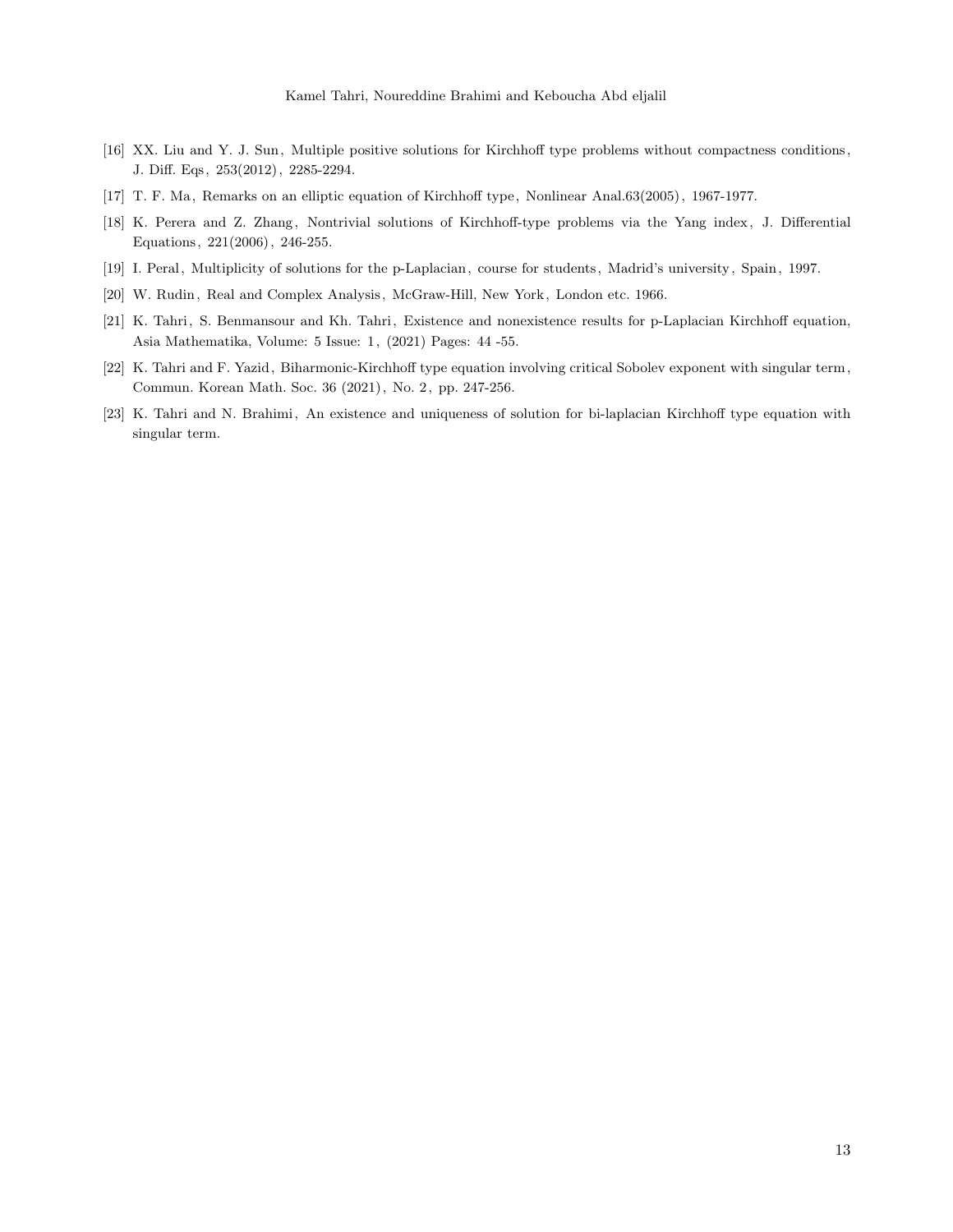[16] XX. Liu and Y. J. Sun, Multiple positive solutions for Kirchhoff type problems without compactness conditions, J. Diff. Eqs, 253(2012), 2285-2294.

[17] T. F. Ma, Remarks on an elliptic equation of Kirchhoff type, Nonlinear Anal.63(2005), 1967-1977.

[18] K. Perera and Z. Zhang, Nontrivial solutions of Kirchhoff-type problems via the Yang index, J. Differential Equations, 221(2006), 246-255.

[19] I. Peral, Multiplicity of solutions for the p-Laplacian, course for students, Madrid's university, Spain, 1997.

[20] W. Rudin, Real and Complex Analysis, McGraw-Hill, New York, London etc. 1966.

[21] K. Tahri, S. Benmansour and Kh. Tahri, Existence and nonexistence results for p-Laplacian Kirchhoff equation, Asia Mathematika, Volume: 5 Issue: 1, (2021) Pages: 44 -55.

[22] K. Tahri and F. Yazid, Biharmonic-Kirchhoff type equation involving critical Sobolev exponent with singular term, Commun. Korean Math. Soc. 36 (2021), No. 2, pp. 247-256.

[23] K. Tahri and N. Brahimi, An existence and uniqueness of solution for bi-laplacian Kirchhoff type equation with singular term.